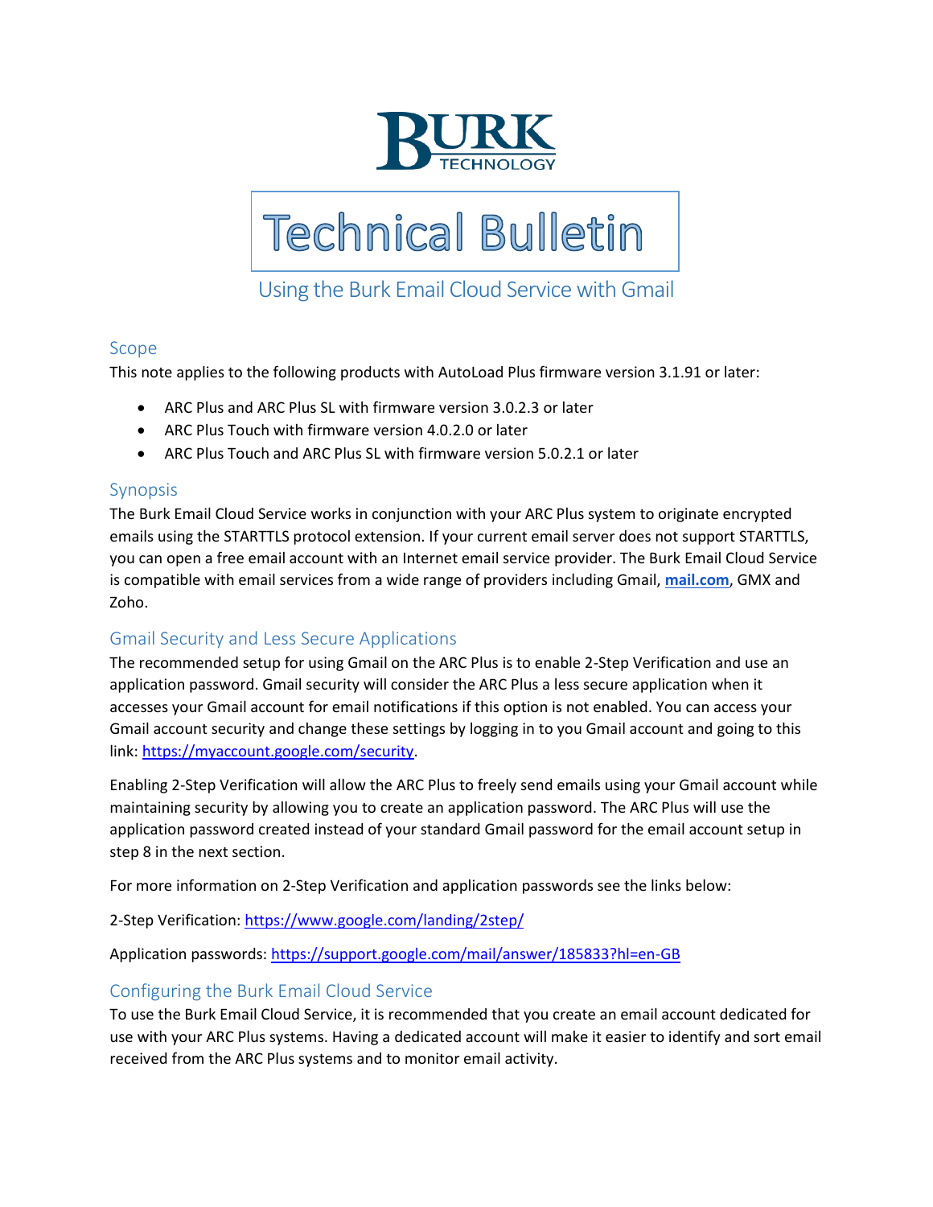BURK TECHNOLOGY

# Technical Bulletin

## Using the Burk Email Cloud Service with Gmail

### Scope

This note applies to the following products with AutoLoad Plus firmware version 3.1.91 or later:

- ARC Plus and ARC Plus SL with firmware version 3.0.2.3 or later
- ARC Plus Touch with firmware version 4.0.2.0 or later
- ARC Plus Touch and ARC Plus SL with firmware version 5.0.2.1 or later

### Synopsis

The Burk Email Cloud Service works in conjunction with your ARC Plus system to originate encrypted emails using the STARTTLS protocol extension. If your current email server does not support STARTTLS, you can open a free email account with an Internet email service provider. The Burk Email Cloud Service is compatible with email services from a wide range of providers including Gmail, **mail.com**, GMX and Zoho.

### Gmail Security and Less Secure Applications

The recommended setup for using Gmail on the ARC Plus is to enable 2-Step Verification and use an application password. Gmail security will consider the ARC Plus a less secure application when it accesses your Gmail account for email notifications if this option is not enabled. You can access your Gmail account security and change these settings by logging in to you Gmail account and going to this link: https://myaccount.google.com/security.

Enabling 2-Step Verification will allow the ARC Plus to freely send emails using your Gmail account while maintaining security by allowing you to create an application password. The ARC Plus will use the application password created instead of your standard Gmail password for the email account setup in step 8 in the next section.

For more information on 2-Step Verification and application passwords see the links below:

2-Step Verification: https://www.google.com/landing/2step/

Application passwords: https://support.google.com/mail/answer/185833?hl=en-GB

### Configuring the Burk Email Cloud Service

To use the Burk Email Cloud Service, it is recommended that you create an email account dedicated for use with your ARC Plus systems. Having a dedicated account will make it easier to identify and sort email received from the ARC Plus systems and to monitor email activity.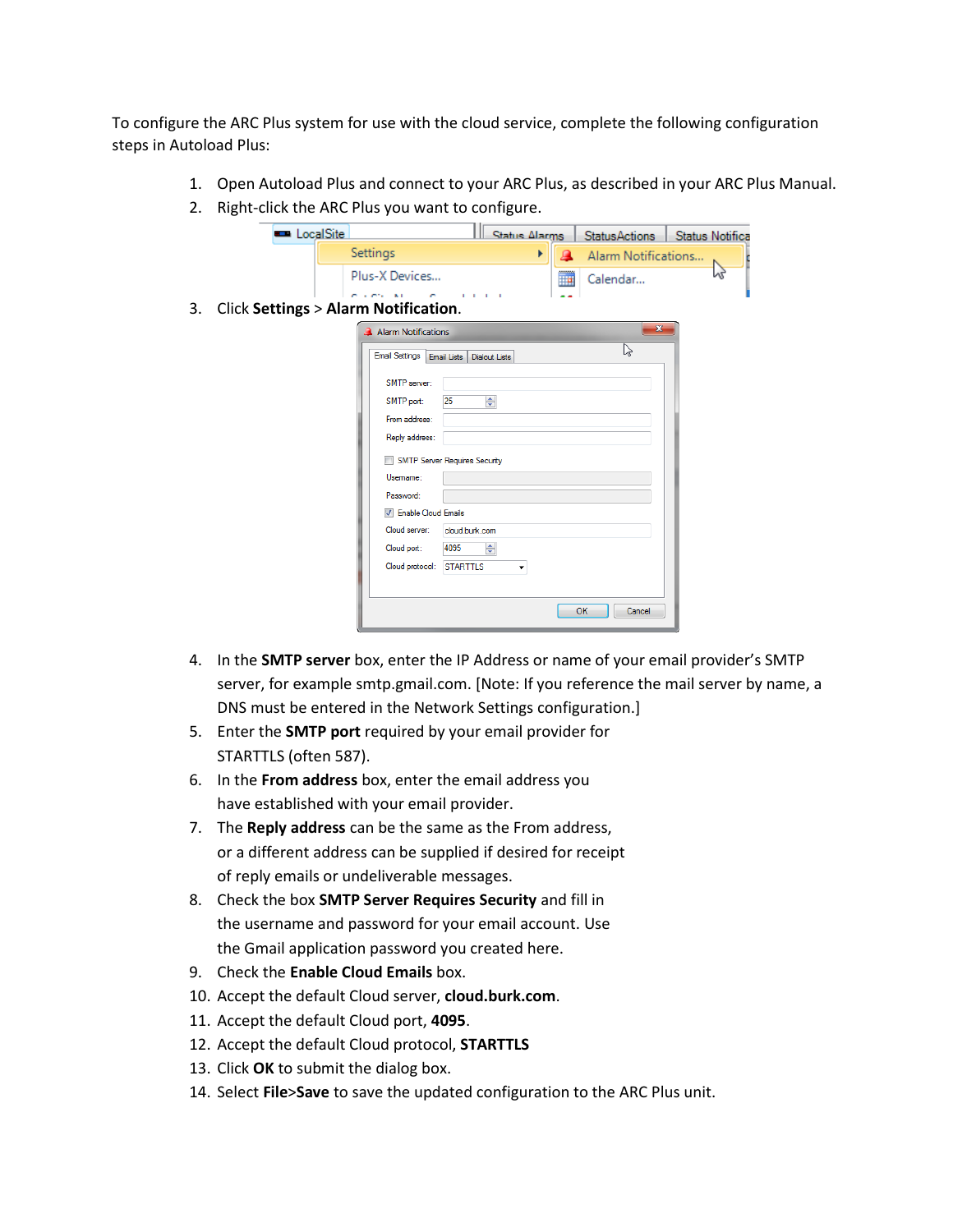To configure the ARC Plus system for use with the cloud service, complete the following configuration steps in Autoload Plus:

1. Open Autoload Plus and connect to your ARC Plus, as described in your ARC Plus Manual.
2. Right-click the ARC Plus you want to configure.
3. Click **Settings** > **Alarm Notification**.
4. In the **SMTP server** box, enter the IP Address or name of your email provider's SMTP server, for example smtp.gmail.com. [Note: If you reference the mail server by name, a DNS must be entered in the Network Settings configuration.]
5. Enter the **SMTP port** required by your email provider for STARTTLS (often 587).
6. In the **From address** box, enter the email address you have established with your email provider.
7. The **Reply address** can be the same as the From address, or a different address can be supplied if desired for receipt of reply emails or undeliverable messages.
8. Check the box **SMTP Server Requires Security** and fill in the username and password for your email account. Use the Gmail application password you created here.
9. Check the **Enable Cloud Emails** box.
10. Accept the default Cloud server, **cloud.burk.com**.
11. Accept the default Cloud port, **4095**.
12. Accept the default Cloud protocol, **STARTTLS**
13. Click **OK** to submit the dialog box.
14. Select **File**>**Save** to save the updated configuration to the ARC Plus unit.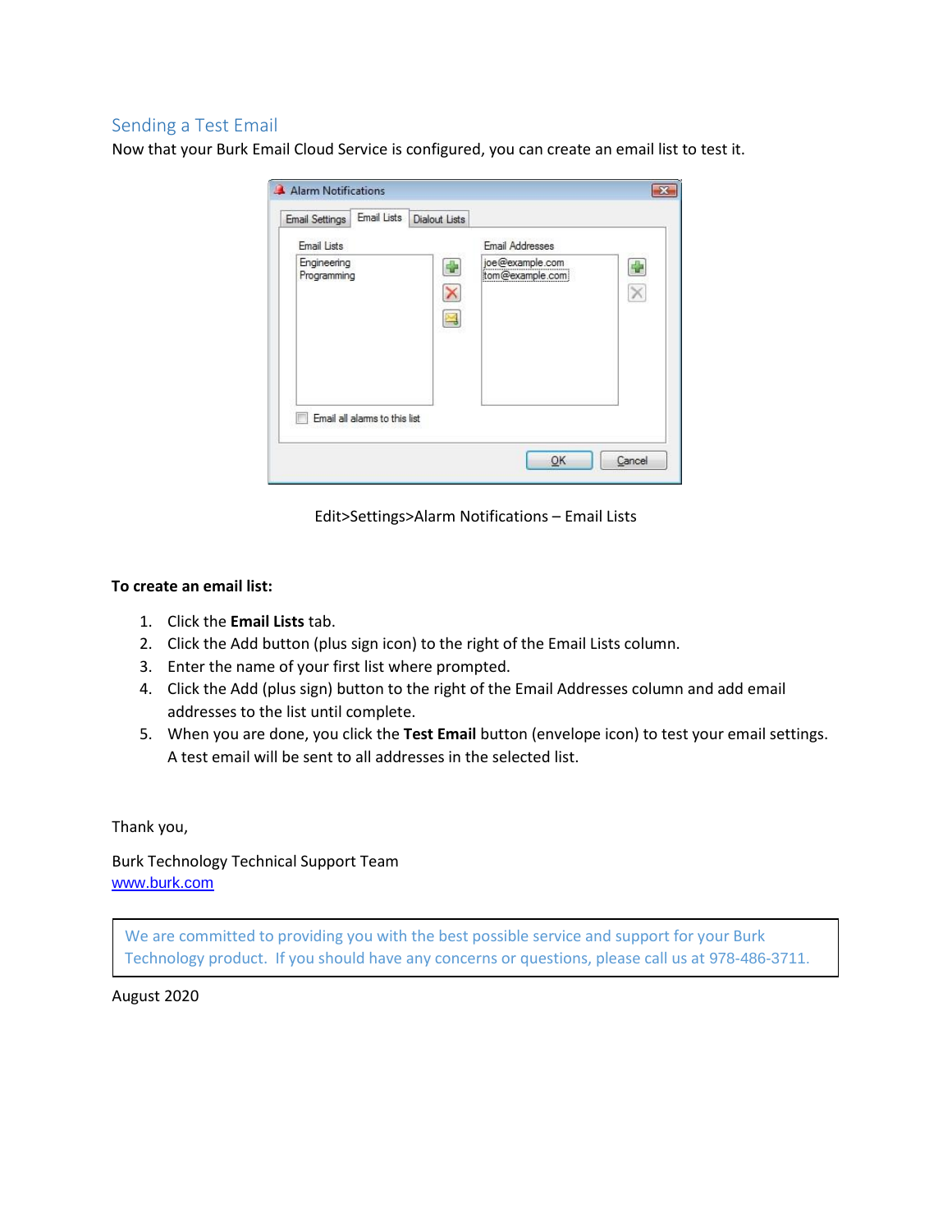## Sending a Test Email

Now that your Burk Email Cloud Service is configured, you can create an email list to test it.

Alarm Notifications

Email Settings | Email Lists | Dialout Lists

Email Lists

Engineering
Programming

Email Addresses

joe@example.com
tom@example.com

Email all alarms to this list

OK Cancel

Edit>Settings>Alarm Notifications – Email Lists

**To create an email list:**

1. Click the **Email Lists** tab.
2. Click the Add button (plus sign icon) to the right of the Email Lists column.
3. Enter the name of your first list where prompted.
4. Click the Add (plus sign) button to the right of the Email Addresses column and add email addresses to the list until complete.
5. When you are done, you click the **Test Email** button (envelope icon) to test your email settings. A test email will be sent to all addresses in the selected list.

Thank you,

Burk Technology Technical Support Team
[www.burk.com](http://www.burk.com)

> We are committed to providing you with the best possible service and support for your Burk Technology product. If you should have any concerns or questions, please call us at 978-486-3711.

August 2020